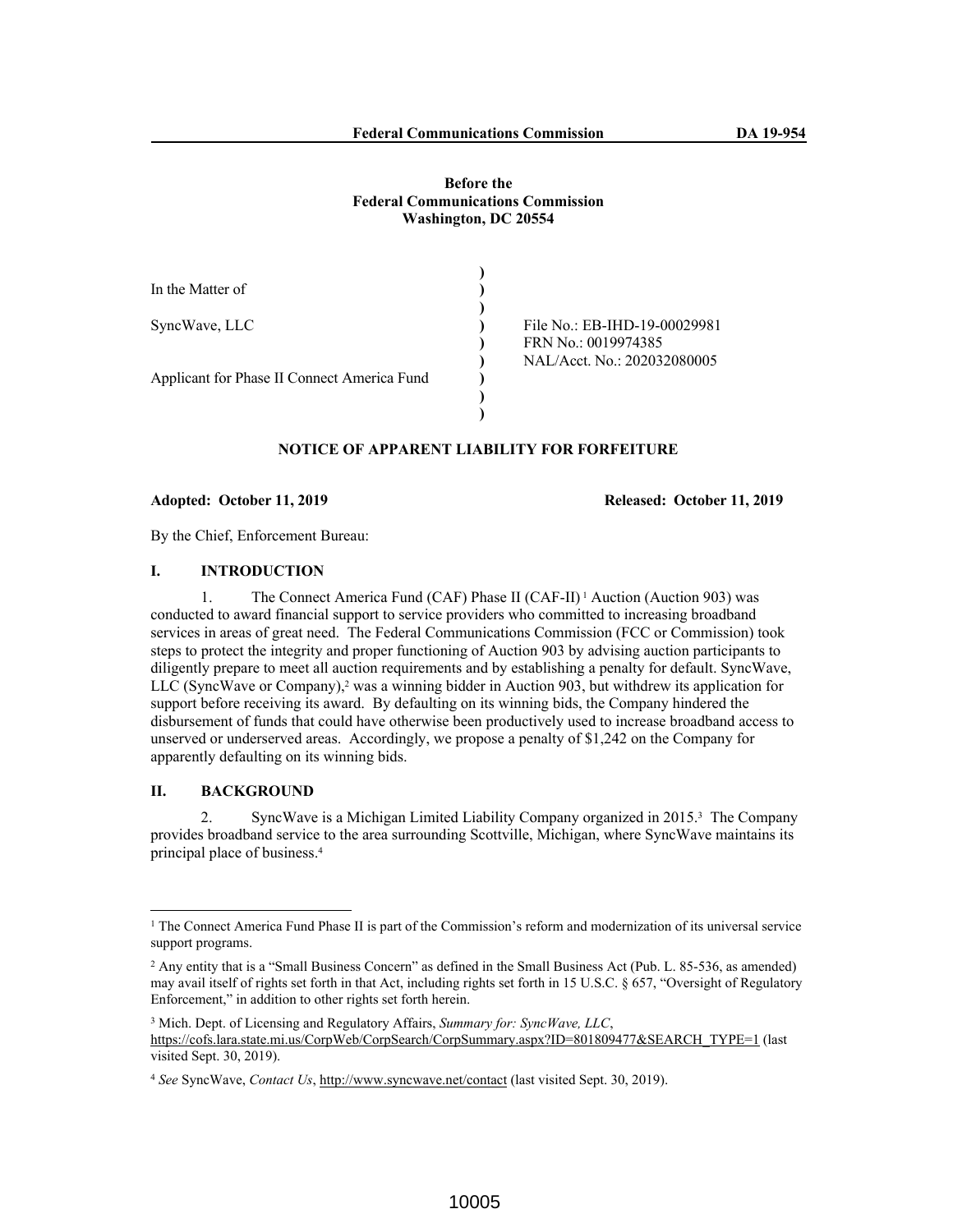**Before the**
**Federal Communications Commission**
**Washington, DC 20554**

| | | |
|---|---|---|
| In the Matter of | ) | |
| | ) | |
| SyncWave, LLC | ) | File No.: EB-IHD-19-00029981 |
| | ) | FRN No.: 0019974385 |
| | ) | NAL/Acct. No.: 202032080005 |
| Applicant for Phase II Connect America Fund | ) | |
| | ) | |

## NOTICE OF APPARENT LIABILITY FOR FORFEITURE

**Adopted: October 11, 2019** **Released: October 11, 2019**

By the Chief, Enforcement Bureau:

### I. INTRODUCTION

1. The Connect America Fund (CAF) Phase II (CAF-II)[1] Auction (Auction 903) was conducted to award financial support to service providers who committed to increasing broadband services in areas of great need. The Federal Communications Commission (FCC or Commission) took steps to protect the integrity and proper functioning of Auction 903 by advising auction participants to diligently prepare to meet all auction requirements and by establishing a penalty for default. SyncWave, LLC (SyncWave or Company),[2] was a winning bidder in Auction 903, but withdrew its application for support before receiving its award. By defaulting on its winning bids, the Company hindered the disbursement of funds that could have otherwise been productively used to increase broadband access to unserved or underserved areas. Accordingly, we propose a penalty of $1,242 on the Company for apparently defaulting on its winning bids.

### II. BACKGROUND

2. SyncWave is a Michigan Limited Liability Company organized in 2015.[3] The Company provides broadband service to the area surrounding Scottville, Michigan, where SyncWave maintains its principal place of business.[4]

---

[1] The Connect America Fund Phase II is part of the Commission's reform and modernization of its universal service support programs.

[2] Any entity that is a "Small Business Concern" as defined in the Small Business Act (Pub. L. 85-536, as amended) may avail itself of rights set forth in that Act, including rights set forth in 15 U.S.C. § 657, "Oversight of Regulatory Enforcement," in addition to other rights set forth herein.

[3] Mich. Dept. of Licensing and Regulatory Affairs, *Summary for: SyncWave, LLC*, https://cofs.lara.state.mi.us/CorpWeb/CorpSearch/CorpSummary.aspx?ID=801809477&SEARCH_TYPE=1 (last visited Sept. 30, 2019).

[4] *See* SyncWave, *Contact Us*, http://www.syncwave.net/contact (last visited Sept. 30, 2019).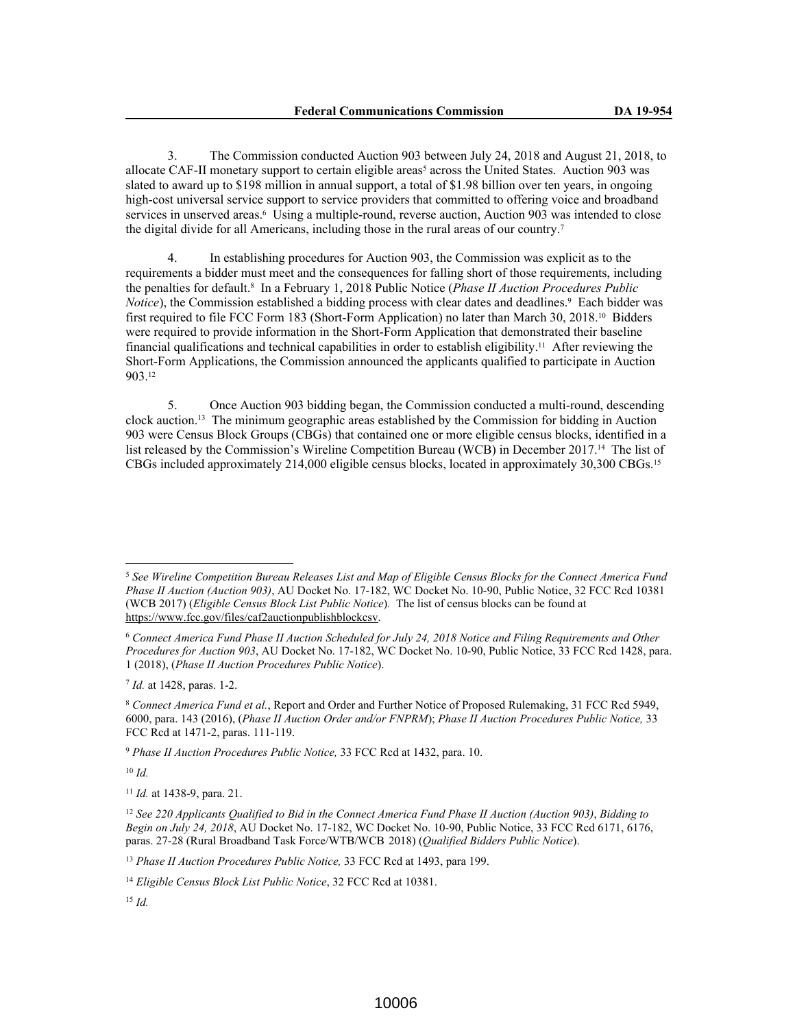3. The Commission conducted Auction 903 between July 24, 2018 and August 21, 2018, to allocate CAF-II monetary support to certain eligible areas[5] across the United States. Auction 903 was slated to award up to $198 million in annual support, a total of $1.98 billion over ten years, in ongoing high-cost universal service support to service providers that committed to offering voice and broadband services in unserved areas.[6] Using a multiple-round, reverse auction, Auction 903 was intended to close the digital divide for all Americans, including those in the rural areas of our country.[7]

4. In establishing procedures for Auction 903, the Commission was explicit as to the requirements a bidder must meet and the consequences for falling short of those requirements, including the penalties for default.[8] In a February 1, 2018 Public Notice (*Phase II Auction Procedures Public Notice*), the Commission established a bidding process with clear dates and deadlines.[9] Each bidder was first required to file FCC Form 183 (Short-Form Application) no later than March 30, 2018.[10] Bidders were required to provide information in the Short-Form Application that demonstrated their baseline financial qualifications and technical capabilities in order to establish eligibility.[11] After reviewing the Short-Form Applications, the Commission announced the applicants qualified to participate in Auction 903.[12]

5. Once Auction 903 bidding began, the Commission conducted a multi-round, descending clock auction.[13] The minimum geographic areas established by the Commission for bidding in Auction 903 were Census Block Groups (CBGs) that contained one or more eligible census blocks, identified in a list released by the Commission's Wireline Competition Bureau (WCB) in December 2017.[14] The list of CBGs included approximately 214,000 eligible census blocks, located in approximately 30,300 CBGs.[15]

---

[5] *See Wireline Competition Bureau Releases List and Map of Eligible Census Blocks for the Connect America Fund Phase II Auction (Auction 903)*, AU Docket No. 17-182, WC Docket No. 10-90, Public Notice, 32 FCC Rcd 10381 (WCB 2017) (*Eligible Census Block List Public Notice*). The list of census blocks can be found at https://www.fcc.gov/files/caf2auctionpublishblockcsv.

[6] *Connect America Fund Phase II Auction Scheduled for July 24, 2018 Notice and Filing Requirements and Other Procedures for Auction 903*, AU Docket No. 17-182, WC Docket No. 10-90, Public Notice, 33 FCC Rcd 1428, para. 1 (2018), (*Phase II Auction Procedures Public Notice*).

[7] *Id.* at 1428, paras. 1-2.

[8] *Connect America Fund et al.*, Report and Order and Further Notice of Proposed Rulemaking, 31 FCC Rcd 5949, 6000, para. 143 (2016), (*Phase II Auction Order and/or FNPRM*); *Phase II Auction Procedures Public Notice,* 33 FCC Rcd at 1471-2, paras. 111-119.

[9] *Phase II Auction Procedures Public Notice,* 33 FCC Rcd at 1432, para. 10.

[10] *Id.*

[11] *Id.* at 1438-9, para. 21.

[12] *See 220 Applicants Qualified to Bid in the Connect America Fund Phase II Auction (Auction 903)*, *Bidding to Begin on July 24, 2018*, AU Docket No. 17-182, WC Docket No. 10-90, Public Notice, 33 FCC Rcd 6171, 6176, paras. 27-28 (Rural Broadband Task Force/WTB/WCB 2018) (*Qualified Bidders Public Notice*).

[13] *Phase II Auction Procedures Public Notice,* 33 FCC Rcd at 1493, para 199.

[14] *Eligible Census Block List Public Notice*, 32 FCC Rcd at 10381.

[15] *Id.*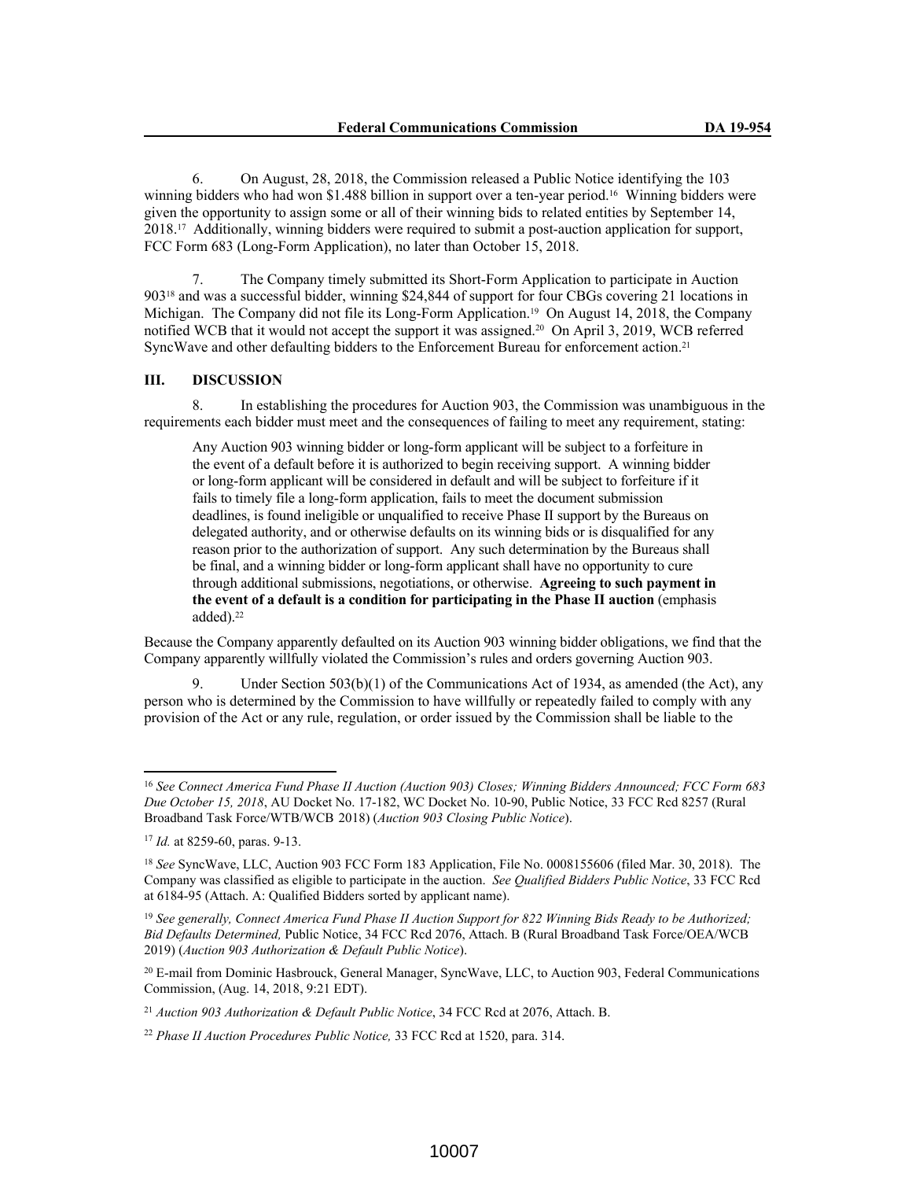6. On August, 28, 2018, the Commission released a Public Notice identifying the 103 winning bidders who had won $1.488 billion in support over a ten-year period.[16] Winning bidders were given the opportunity to assign some or all of their winning bids to related entities by September 14, 2018.[17] Additionally, winning bidders were required to submit a post-auction application for support, FCC Form 683 (Long-Form Application), no later than October 15, 2018.

7. The Company timely submitted its Short-Form Application to participate in Auction 903[18] and was a successful bidder, winning $24,844 of support for four CBGs covering 21 locations in Michigan. The Company did not file its Long-Form Application.[19] On August 14, 2018, the Company notified WCB that it would not accept the support it was assigned.[20] On April 3, 2019, WCB referred SyncWave and other defaulting bidders to the Enforcement Bureau for enforcement action.[21]

## III. DISCUSSION

8. In establishing the procedures for Auction 903, the Commission was unambiguous in the requirements each bidder must meet and the consequences of failing to meet any requirement, stating:

> Any Auction 903 winning bidder or long-form applicant will be subject to a forfeiture in the event of a default before it is authorized to begin receiving support. A winning bidder or long-form applicant will be considered in default and will be subject to forfeiture if it fails to timely file a long-form application, fails to meet the document submission deadlines, is found ineligible or unqualified to receive Phase II support by the Bureaus on delegated authority, and or otherwise defaults on its winning bids or is disqualified for any reason prior to the authorization of support. Any such determination by the Bureaus shall be final, and a winning bidder or long-form applicant shall have no opportunity to cure through additional submissions, negotiations, or otherwise. **Agreeing to such payment in the event of a default is a condition for participating in the Phase II auction** (emphasis added).[22]

Because the Company apparently defaulted on its Auction 903 winning bidder obligations, we find that the Company apparently willfully violated the Commission's rules and orders governing Auction 903.

9. Under Section 503(b)(1) of the Communications Act of 1934, as amended (the Act), any person who is determined by the Commission to have willfully or repeatedly failed to comply with any provision of the Act or any rule, regulation, or order issued by the Commission shall be liable to the

---

[16] *See Connect America Fund Phase II Auction (Auction 903) Closes; Winning Bidders Announced; FCC Form 683 Due October 15, 2018*, AU Docket No. 17-182, WC Docket No. 10-90, Public Notice, 33 FCC Rcd 8257 (Rural Broadband Task Force/WTB/WCB 2018) (*Auction 903 Closing Public Notice*).

[17] *Id.* at 8259-60, paras. 9-13.

[18] *See* SyncWave, LLC, Auction 903 FCC Form 183 Application, File No. 0008155606 (filed Mar. 30, 2018). The Company was classified as eligible to participate in the auction. *See Qualified Bidders Public Notice*, 33 FCC Rcd at 6184-95 (Attach. A: Qualified Bidders sorted by applicant name).

[19] *See generally, Connect America Fund Phase II Auction Support for 822 Winning Bids Ready to be Authorized; Bid Defaults Determined,* Public Notice, 34 FCC Rcd 2076, Attach. B (Rural Broadband Task Force/OEA/WCB 2019) (*Auction 903 Authorization & Default Public Notice*).

[20] E-mail from Dominic Hasbrouck, General Manager, SyncWave, LLC, to Auction 903, Federal Communications Commission, (Aug. 14, 2018, 9:21 EDT).

[21] *Auction 903 Authorization & Default Public Notice*, 34 FCC Rcd at 2076, Attach. B.

[22] *Phase II Auction Procedures Public Notice,* 33 FCC Rcd at 1520, para. 314.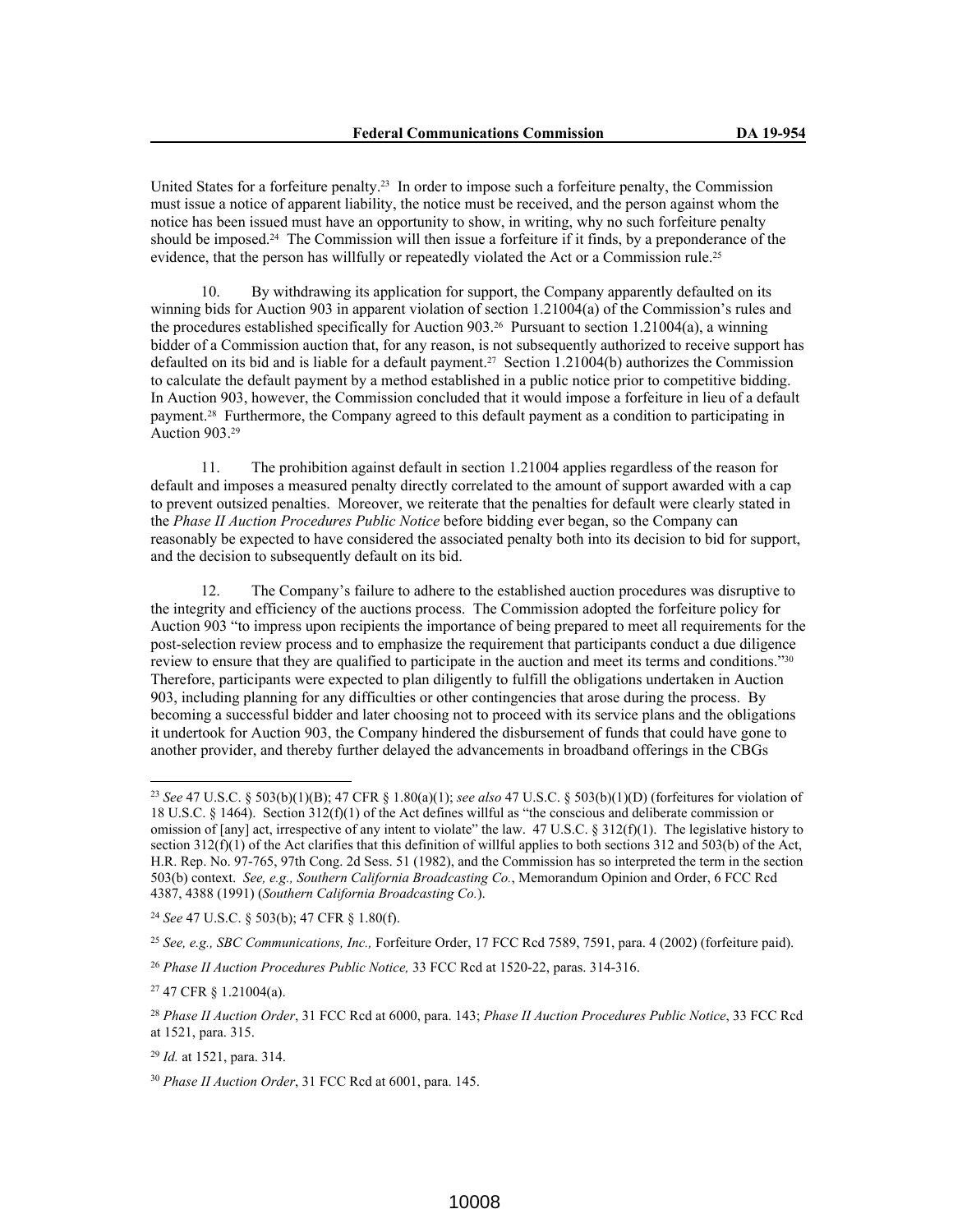United States for a forfeiture penalty.[23] In order to impose such a forfeiture penalty, the Commission must issue a notice of apparent liability, the notice must be received, and the person against whom the notice has been issued must have an opportunity to show, in writing, why no such forfeiture penalty should be imposed.[24] The Commission will then issue a forfeiture if it finds, by a preponderance of the evidence, that the person has willfully or repeatedly violated the Act or a Commission rule.[25]

10. By withdrawing its application for support, the Company apparently defaulted on its winning bids for Auction 903 in apparent violation of section 1.21004(a) of the Commission's rules and the procedures established specifically for Auction 903.[26] Pursuant to section 1.21004(a), a winning bidder of a Commission auction that, for any reason, is not subsequently authorized to receive support has defaulted on its bid and is liable for a default payment.[27] Section 1.21004(b) authorizes the Commission to calculate the default payment by a method established in a public notice prior to competitive bidding. In Auction 903, however, the Commission concluded that it would impose a forfeiture in lieu of a default payment.[28] Furthermore, the Company agreed to this default payment as a condition to participating in Auction 903.[29]

11. The prohibition against default in section 1.21004 applies regardless of the reason for default and imposes a measured penalty directly correlated to the amount of support awarded with a cap to prevent outsized penalties. Moreover, we reiterate that the penalties for default were clearly stated in the *Phase II Auction Procedures Public Notice* before bidding ever began, so the Company can reasonably be expected to have considered the associated penalty both into its decision to bid for support, and the decision to subsequently default on its bid.

12. The Company's failure to adhere to the established auction procedures was disruptive to the integrity and efficiency of the auctions process. The Commission adopted the forfeiture policy for Auction 903 "to impress upon recipients the importance of being prepared to meet all requirements for the post-selection review process and to emphasize the requirement that participants conduct a due diligence review to ensure that they are qualified to participate in the auction and meet its terms and conditions."[30] Therefore, participants were expected to plan diligently to fulfill the obligations undertaken in Auction 903, including planning for any difficulties or other contingencies that arose during the process. By becoming a successful bidder and later choosing not to proceed with its service plans and the obligations it undertook for Auction 903, the Company hindered the disbursement of funds that could have gone to another provider, and thereby further delayed the advancements in broadband offerings in the CBGs

---

[23] *See* 47 U.S.C. § 503(b)(1)(B); 47 CFR § 1.80(a)(1); *see also* 47 U.S.C. § 503(b)(1)(D) (forfeitures for violation of 18 U.S.C. § 1464). Section 312(f)(1) of the Act defines willful as "the conscious and deliberate commission or omission of [any] act, irrespective of any intent to violate" the law. 47 U.S.C. § 312(f)(1). The legislative history to section 312(f)(1) of the Act clarifies that this definition of willful applies to both sections 312 and 503(b) of the Act, H.R. Rep. No. 97-765, 97th Cong. 2d Sess. 51 (1982), and the Commission has so interpreted the term in the section 503(b) context. *See, e.g., Southern California Broadcasting Co.*, Memorandum Opinion and Order, 6 FCC Rcd 4387, 4388 (1991) (*Southern California Broadcasting Co.*).

[24] *See* 47 U.S.C. § 503(b); 47 CFR § 1.80(f).

[25] *See, e.g., SBC Communications, Inc.,* Forfeiture Order, 17 FCC Rcd 7589, 7591, para. 4 (2002) (forfeiture paid).

[26] *Phase II Auction Procedures Public Notice,* 33 FCC Rcd at 1520-22, paras. 314-316.

[27] 47 CFR § 1.21004(a).

[28] *Phase II Auction Order*, 31 FCC Rcd at 6000, para. 143; *Phase II Auction Procedures Public Notice*, 33 FCC Rcd at 1521, para. 315.

[29] *Id.* at 1521, para. 314.

[30] *Phase II Auction Order*, 31 FCC Rcd at 6001, para. 145.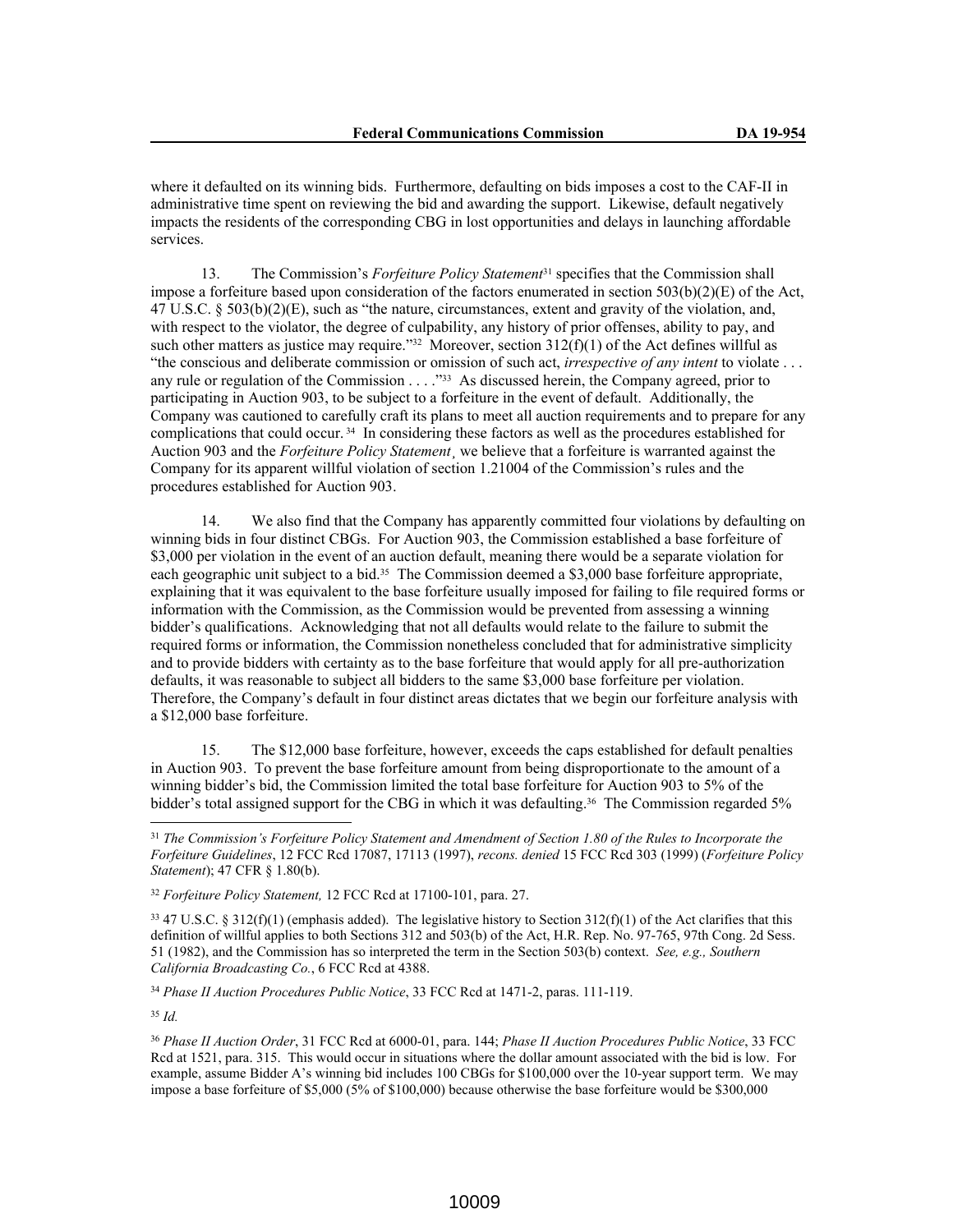where it defaulted on its winning bids. Furthermore, defaulting on bids imposes a cost to the CAF-II in administrative time spent on reviewing the bid and awarding the support. Likewise, default negatively impacts the residents of the corresponding CBG in lost opportunities and delays in launching affordable services.

13. The Commission's *Forfeiture Policy Statement*[31] specifies that the Commission shall impose a forfeiture based upon consideration of the factors enumerated in section 503(b)(2)(E) of the Act, 47 U.S.C. § 503(b)(2)(E), such as "the nature, circumstances, extent and gravity of the violation, and, with respect to the violator, the degree of culpability, any history of prior offenses, ability to pay, and such other matters as justice may require."[32] Moreover, section 312(f)(1) of the Act defines willful as "the conscious and deliberate commission or omission of such act, *irrespective of any intent* to violate . . . any rule or regulation of the Commission . . . ."[33] As discussed herein, the Company agreed, prior to participating in Auction 903, to be subject to a forfeiture in the event of default. Additionally, the Company was cautioned to carefully craft its plans to meet all auction requirements and to prepare for any complications that could occur.[34] In considering these factors as well as the procedures established for Auction 903 and the *Forfeiture Policy Statement*, we believe that a forfeiture is warranted against the Company for its apparent willful violation of section 1.21004 of the Commission's rules and the procedures established for Auction 903.

14. We also find that the Company has apparently committed four violations by defaulting on winning bids in four distinct CBGs. For Auction 903, the Commission established a base forfeiture of $3,000 per violation in the event of an auction default, meaning there would be a separate violation for each geographic unit subject to a bid.[35] The Commission deemed a $3,000 base forfeiture appropriate, explaining that it was equivalent to the base forfeiture usually imposed for failing to file required forms or information with the Commission, as the Commission would be prevented from assessing a winning bidder's qualifications. Acknowledging that not all defaults would relate to the failure to submit the required forms or information, the Commission nonetheless concluded that for administrative simplicity and to provide bidders with certainty as to the base forfeiture that would apply for all pre-authorization defaults, it was reasonable to subject all bidders to the same $3,000 base forfeiture per violation. Therefore, the Company's default in four distinct areas dictates that we begin our forfeiture analysis with a $12,000 base forfeiture.

15. The $12,000 base forfeiture, however, exceeds the caps established for default penalties in Auction 903. To prevent the base forfeiture amount from being disproportionate to the amount of a winning bidder's bid, the Commission limited the total base forfeiture for Auction 903 to 5% of the bidder's total assigned support for the CBG in which it was defaulting.[36] The Commission regarded 5%

---

[31] *The Commission's Forfeiture Policy Statement and Amendment of Section 1.80 of the Rules to Incorporate the Forfeiture Guidelines*, 12 FCC Rcd 17087, 17113 (1997), *recons. denied* 15 FCC Rcd 303 (1999) (*Forfeiture Policy Statement*); 47 CFR § 1.80(b).

[32] *Forfeiture Policy Statement,* 12 FCC Rcd at 17100-101, para. 27.

[33] 47 U.S.C. § 312(f)(1) (emphasis added). The legislative history to Section 312(f)(1) of the Act clarifies that this definition of willful applies to both Sections 312 and 503(b) of the Act, H.R. Rep. No. 97-765, 97th Cong. 2d Sess. 51 (1982), and the Commission has so interpreted the term in the Section 503(b) context. *See, e.g., Southern California Broadcasting Co.*, 6 FCC Rcd at 4388.

[34] *Phase II Auction Procedures Public Notice*, 33 FCC Rcd at 1471-2, paras. 111-119.

[35] *Id.*

[36] *Phase II Auction Order*, 31 FCC Rcd at 6000-01, para. 144; *Phase II Auction Procedures Public Notice*, 33 FCC Rcd at 1521, para. 315. This would occur in situations where the dollar amount associated with the bid is low. For example, assume Bidder A's winning bid includes 100 CBGs for $100,000 over the 10-year support term. We may impose a base forfeiture of $5,000 (5% of $100,000) because otherwise the base forfeiture would be $300,000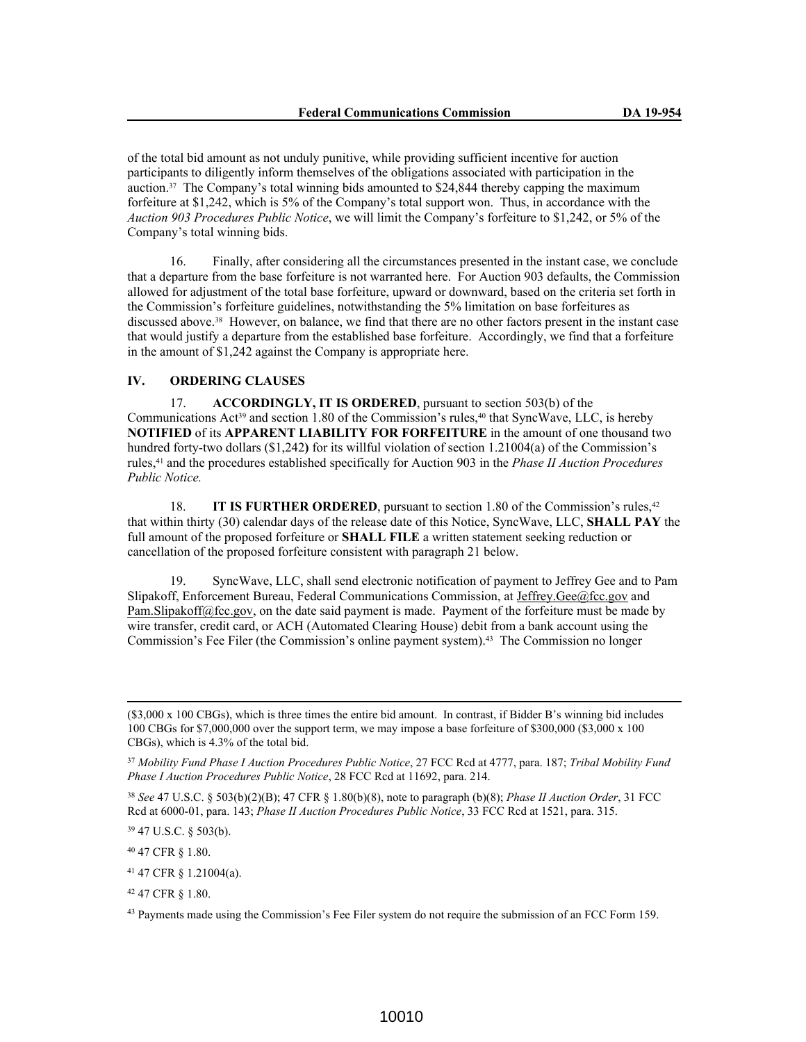of the total bid amount as not unduly punitive, while providing sufficient incentive for auction participants to diligently inform themselves of the obligations associated with participation in the auction.[37] The Company's total winning bids amounted to $24,844 thereby capping the maximum forfeiture at $1,242, which is 5% of the Company's total support won. Thus, in accordance with the *Auction 903 Procedures Public Notice*, we will limit the Company's forfeiture to $1,242, or 5% of the Company's total winning bids.

16. Finally, after considering all the circumstances presented in the instant case, we conclude that a departure from the base forfeiture is not warranted here. For Auction 903 defaults, the Commission allowed for adjustment of the total base forfeiture, upward or downward, based on the criteria set forth in the Commission's forfeiture guidelines, notwithstanding the 5% limitation on base forfeitures as discussed above.[38] However, on balance, we find that there are no other factors present in the instant case that would justify a departure from the established base forfeiture. Accordingly, we find that a forfeiture in the amount of $1,242 against the Company is appropriate here.

## IV. ORDERING CLAUSES

17. **ACCORDINGLY, IT IS ORDERED**, pursuant to section 503(b) of the Communications Act[39] and section 1.80 of the Commission's rules,[40] that SyncWave, LLC, is hereby **NOTIFIED** of its **APPARENT LIABILITY FOR FORFEITURE** in the amount of one thousand two hundred forty-two dollars ($1,242**)** for its willful violation of section 1.21004(a) of the Commission's rules,[41] and the procedures established specifically for Auction 903 in the *Phase II Auction Procedures Public Notice.*

18. **IT IS FURTHER ORDERED**, pursuant to section 1.80 of the Commission's rules,[42] that within thirty (30) calendar days of the release date of this Notice, SyncWave, LLC, **SHALL PAY** the full amount of the proposed forfeiture or **SHALL FILE** a written statement seeking reduction or cancellation of the proposed forfeiture consistent with paragraph 21 below.

19. SyncWave, LLC, shall send electronic notification of payment to Jeffrey Gee and to Pam Slipakoff, Enforcement Bureau, Federal Communications Commission, at Jeffrey.Gee@fcc.gov and Pam.Slipakoff@fcc.gov, on the date said payment is made. Payment of the forfeiture must be made by wire transfer, credit card, or ACH (Automated Clearing House) debit from a bank account using the Commission's Fee Filer (the Commission's online payment system).[43] The Commission no longer

---

($3,000 x 100 CBGs), which is three times the entire bid amount. In contrast, if Bidder B's winning bid includes 100 CBGs for $7,000,000 over the support term, we may impose a base forfeiture of $300,000 ($3,000 x 100 CBGs), which is 4.3% of the total bid.

[37] *Mobility Fund Phase I Auction Procedures Public Notice*, 27 FCC Rcd at 4777, para. 187; *Tribal Mobility Fund Phase I Auction Procedures Public Notice*, 28 FCC Rcd at 11692, para. 214.

[38] *See* 47 U.S.C. § 503(b)(2)(B); 47 CFR § 1.80(b)(8), note to paragraph (b)(8); *Phase II Auction Order*, 31 FCC Rcd at 6000-01, para. 143; *Phase II Auction Procedures Public Notice*, 33 FCC Rcd at 1521, para. 315.

[39] 47 U.S.C. § 503(b).

[40] 47 CFR § 1.80.

[41] 47 CFR § 1.21004(a).

[42] 47 CFR § 1.80.

[43] Payments made using the Commission's Fee Filer system do not require the submission of an FCC Form 159.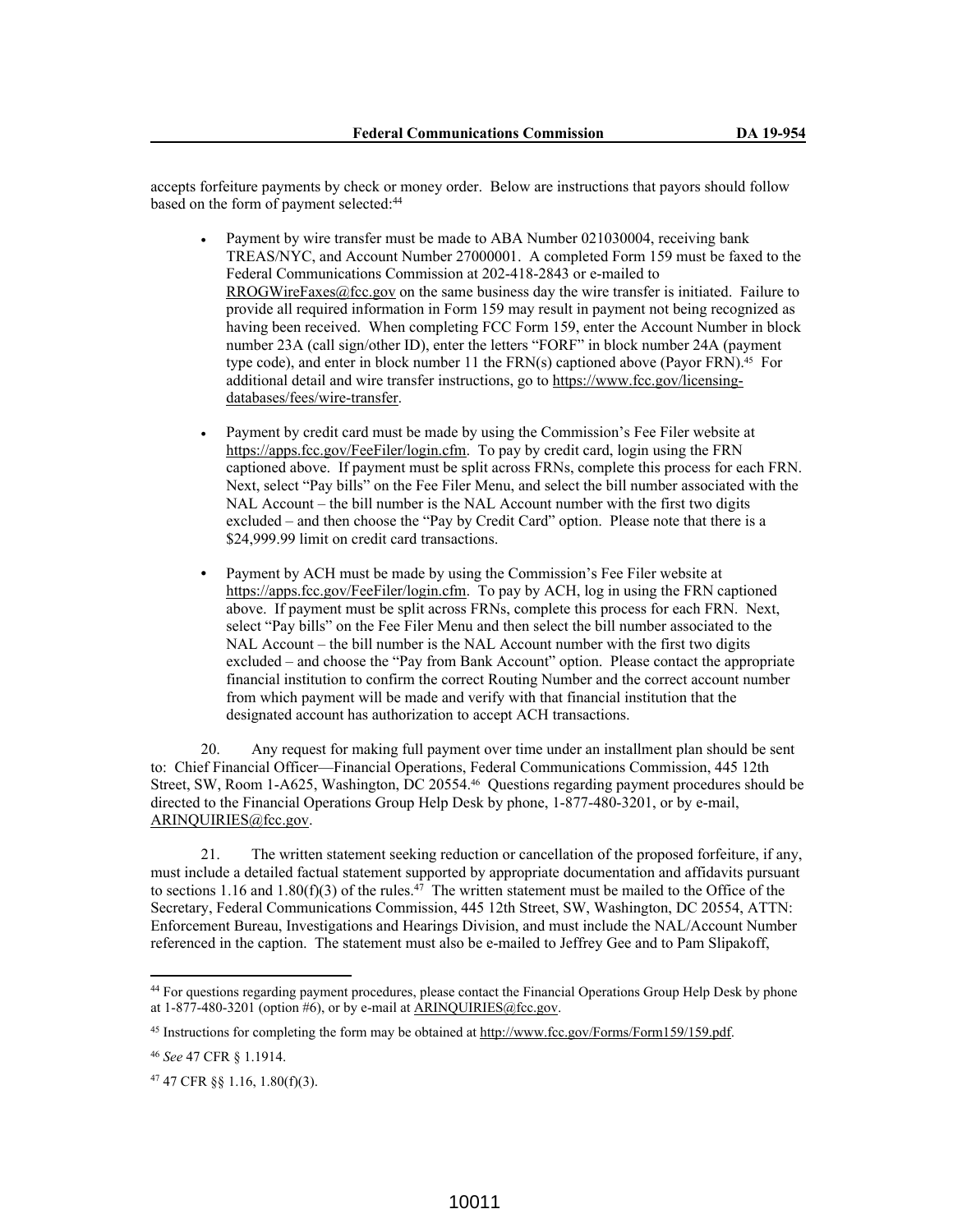accepts forfeiture payments by check or money order. Below are instructions that payors should follow based on the form of payment selected:[44]

- Payment by wire transfer must be made to ABA Number 021030004, receiving bank TREAS/NYC, and Account Number 27000001. A completed Form 159 must be faxed to the Federal Communications Commission at 202-418-2843 or e-mailed to RROGWireFaxes@fcc.gov on the same business day the wire transfer is initiated. Failure to provide all required information in Form 159 may result in payment not being recognized as having been received. When completing FCC Form 159, enter the Account Number in block number 23A (call sign/other ID), enter the letters "FORF" in block number 24A (payment type code), and enter in block number 11 the FRN(s) captioned above (Payor FRN).[45] For additional detail and wire transfer instructions, go to https://www.fcc.gov/licensing-databases/fees/wire-transfer.

- Payment by credit card must be made by using the Commission's Fee Filer website at https://apps.fcc.gov/FeeFiler/login.cfm. To pay by credit card, login using the FRN captioned above. If payment must be split across FRNs, complete this process for each FRN. Next, select "Pay bills" on the Fee Filer Menu, and select the bill number associated with the NAL Account – the bill number is the NAL Account number with the first two digits excluded – and then choose the "Pay by Credit Card" option. Please note that there is a $24,999.99 limit on credit card transactions.

- Payment by ACH must be made by using the Commission's Fee Filer website at https://apps.fcc.gov/FeeFiler/login.cfm. To pay by ACH, log in using the FRN captioned above. If payment must be split across FRNs, complete this process for each FRN. Next, select "Pay bills" on the Fee Filer Menu and then select the bill number associated to the NAL Account – the bill number is the NAL Account number with the first two digits excluded – and choose the "Pay from Bank Account" option. Please contact the appropriate financial institution to confirm the correct Routing Number and the correct account number from which payment will be made and verify with that financial institution that the designated account has authorization to accept ACH transactions.

20. Any request for making full payment over time under an installment plan should be sent to: Chief Financial Officer—Financial Operations, Federal Communications Commission, 445 12th Street, SW, Room 1-A625, Washington, DC 20554.[46] Questions regarding payment procedures should be directed to the Financial Operations Group Help Desk by phone, 1-877-480-3201, or by e-mail, ARINQUIRIES@fcc.gov.

21. The written statement seeking reduction or cancellation of the proposed forfeiture, if any, must include a detailed factual statement supported by appropriate documentation and affidavits pursuant to sections 1.16 and 1.80(f)(3) of the rules.[47] The written statement must be mailed to the Office of the Secretary, Federal Communications Commission, 445 12th Street, SW, Washington, DC 20554, ATTN: Enforcement Bureau, Investigations and Hearings Division, and must include the NAL/Account Number referenced in the caption. The statement must also be e-mailed to Jeffrey Gee and to Pam Slipakoff,

---

[44] For questions regarding payment procedures, please contact the Financial Operations Group Help Desk by phone at 1-877-480-3201 (option #6), or by e-mail at ARINQUIRIES@fcc.gov.

[45] Instructions for completing the form may be obtained at http://www.fcc.gov/Forms/Form159/159.pdf.

[46] *See* 47 CFR § 1.1914.

[47] 47 CFR §§ 1.16, 1.80(f)(3).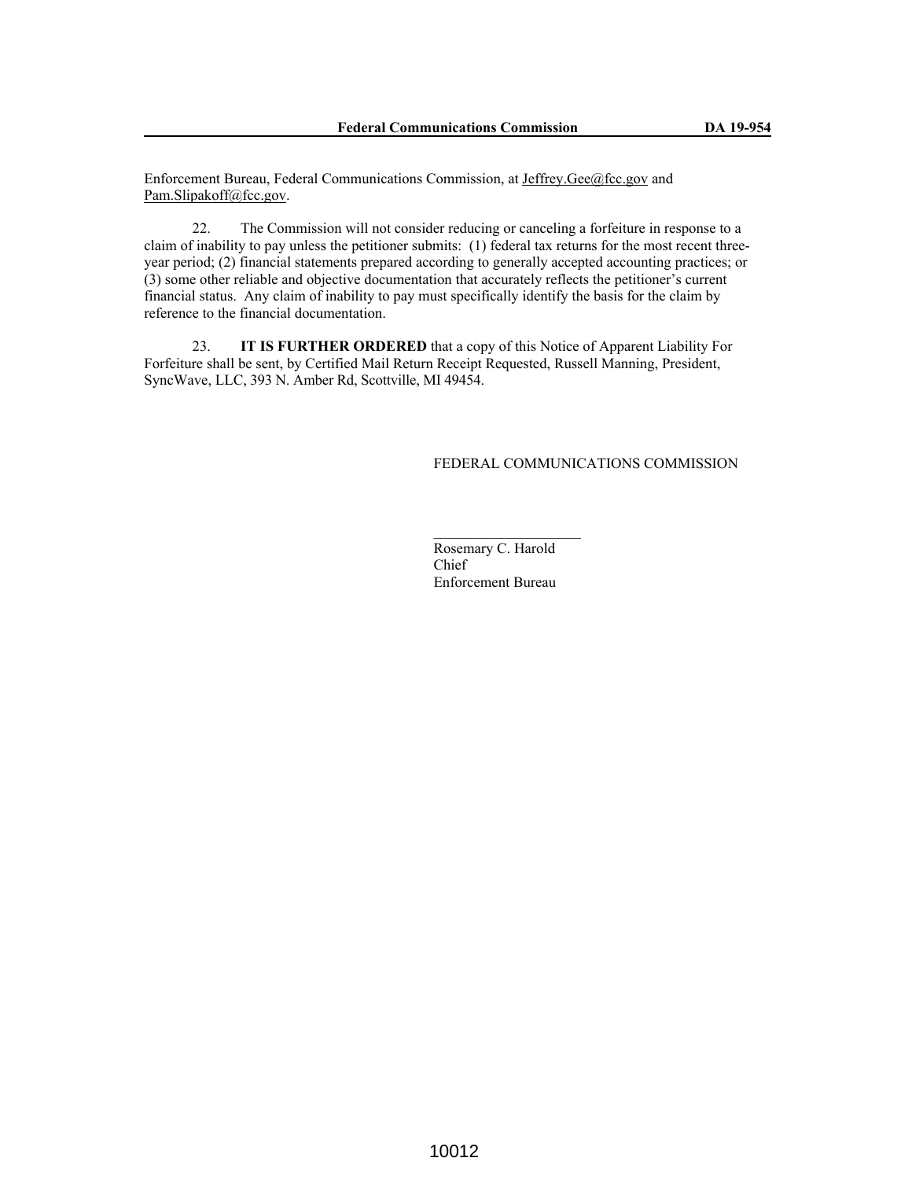Enforcement Bureau, Federal Communications Commission, at Jeffrey.Gee@fcc.gov and Pam.Slipakoff@fcc.gov.

22. The Commission will not consider reducing or canceling a forfeiture in response to a claim of inability to pay unless the petitioner submits: (1) federal tax returns for the most recent three-year period; (2) financial statements prepared according to generally accepted accounting practices; or (3) some other reliable and objective documentation that accurately reflects the petitioner's current financial status. Any claim of inability to pay must specifically identify the basis for the claim by reference to the financial documentation.

23. **IT IS FURTHER ORDERED** that a copy of this Notice of Apparent Liability For Forfeiture shall be sent, by Certified Mail Return Receipt Requested, Russell Manning, President, SyncWave, LLC, 393 N. Amber Rd, Scottville, MI 49454.

FEDERAL COMMUNICATIONS COMMISSION

Rosemary C. Harold
Chief
Enforcement Bureau